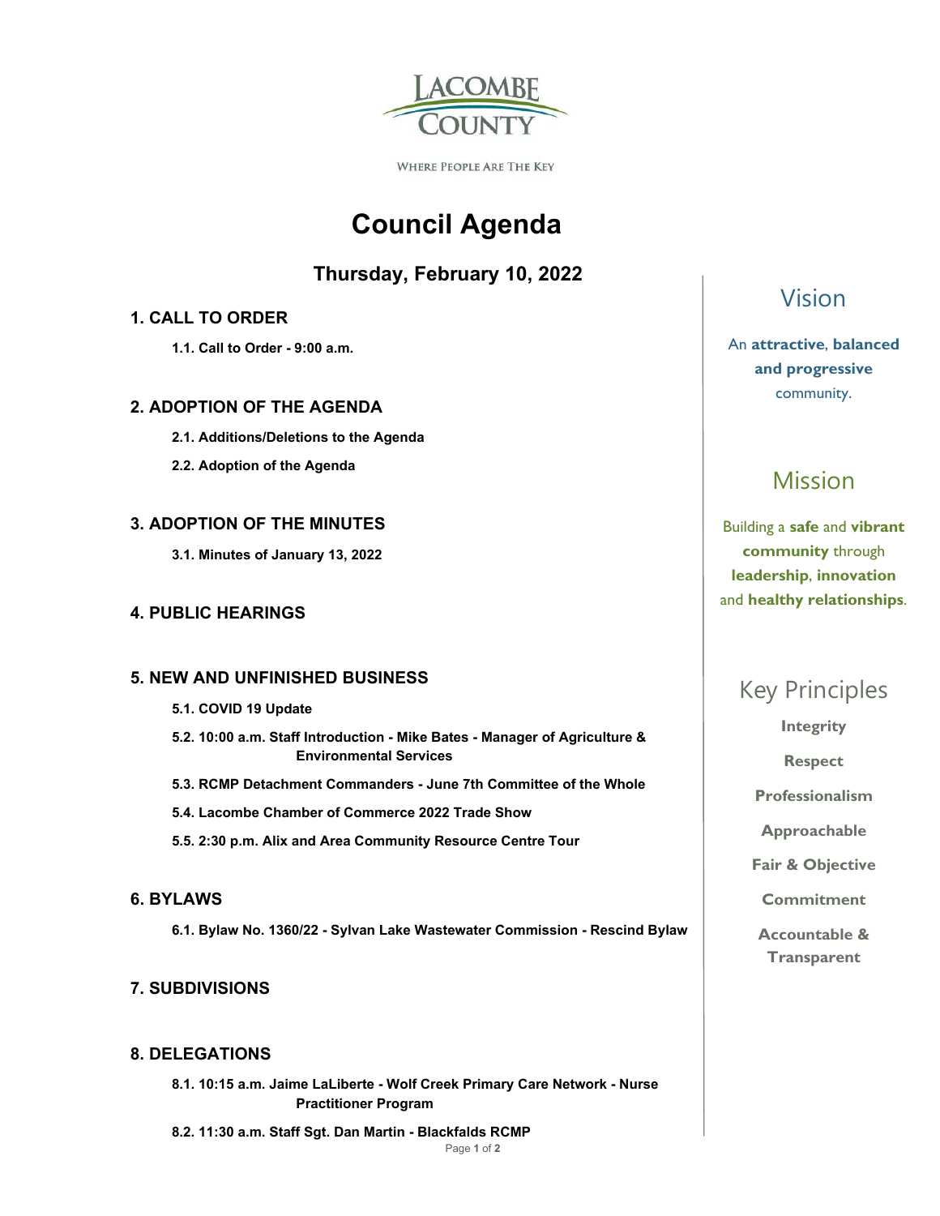LACOMBE COUNTY

WHERE PEOPLE ARE THE KEY

# Council Agenda

## Thursday, February 10, 2022

### 1. CALL TO ORDER

**1.1. Call to Order - 9:00 a.m.**

### 2. ADOPTION OF THE AGENDA

**2.1. Additions/Deletions to the Agenda**

**2.2. Adoption of the Agenda**

### 3. ADOPTION OF THE MINUTES

**3.1. Minutes of January 13, 2022**

### 4. PUBLIC HEARINGS

### 5. NEW AND UNFINISHED BUSINESS

**5.1. COVID 19 Update**

**5.2. 10:00 a.m. Staff Introduction - Mike Bates - Manager of Agriculture & Environmental Services**

**5.3. RCMP Detachment Commanders - June 7th Committee of the Whole**

**5.4. Lacombe Chamber of Commerce 2022 Trade Show**

**5.5. 2:30 p.m. Alix and Area Community Resource Centre Tour**

### 6. BYLAWS

**6.1. Bylaw No. 1360/22 - Sylvan Lake Wastewater Commission - Rescind Bylaw**

### 7. SUBDIVISIONS

### 8. DELEGATIONS

**8.1. 10:15 a.m. Jaime LaLiberte - Wolf Creek Primary Care Network - Nurse Practitioner Program**

**8.2. 11:30 a.m. Staff Sgt. Dan Martin - Blackfalds RCMP**

## Vision

An **attractive**, **balanced and progressive** community.

## Mission

Building a **safe** and **vibrant community** through **leadership**, **innovation** and **healthy relationships**.

## Key Principles

**Integrity**

**Respect**

**Professionalism**

**Approachable**

**Fair & Objective**

**Commitment**

**Accountable & Transparent**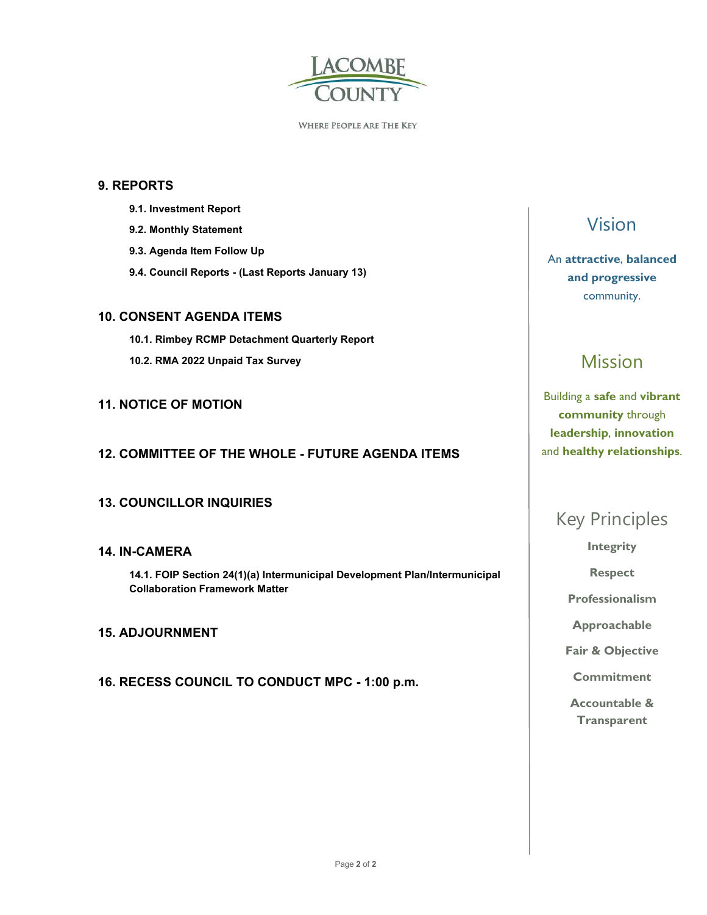LACOMBE COUNTY

WHERE PEOPLE ARE THE KEY

## 9. REPORTS

**9.1. Investment Report**

**9.2. Monthly Statement**

**9.3. Agenda Item Follow Up**

**9.4. Council Reports - (Last Reports January 13)**

## 10. CONSENT AGENDA ITEMS

**10.1. Rimbey RCMP Detachment Quarterly Report**

**10.2. RMA 2022 Unpaid Tax Survey**

## 11. NOTICE OF MOTION

## 12. COMMITTEE OF THE WHOLE - FUTURE AGENDA ITEMS

## 13. COUNCILLOR INQUIRIES

## 14. IN-CAMERA

**14.1. FOIP Section 24(1)(a) Intermunicipal Development Plan/Intermunicipal Collaboration Framework Matter**

## 15. ADJOURNMENT

## 16. RECESS COUNCIL TO CONDUCT MPC - 1:00 p.m.

## Vision

An **attractive**, **balanced and progressive** community.

## Mission

Building a **safe** and **vibrant community** through **leadership**, **innovation** and **healthy relationships**.

## Key Principles

**Integrity**

**Respect**

**Professionalism**

**Approachable**

**Fair & Objective**

**Commitment**

**Accountable & Transparent**